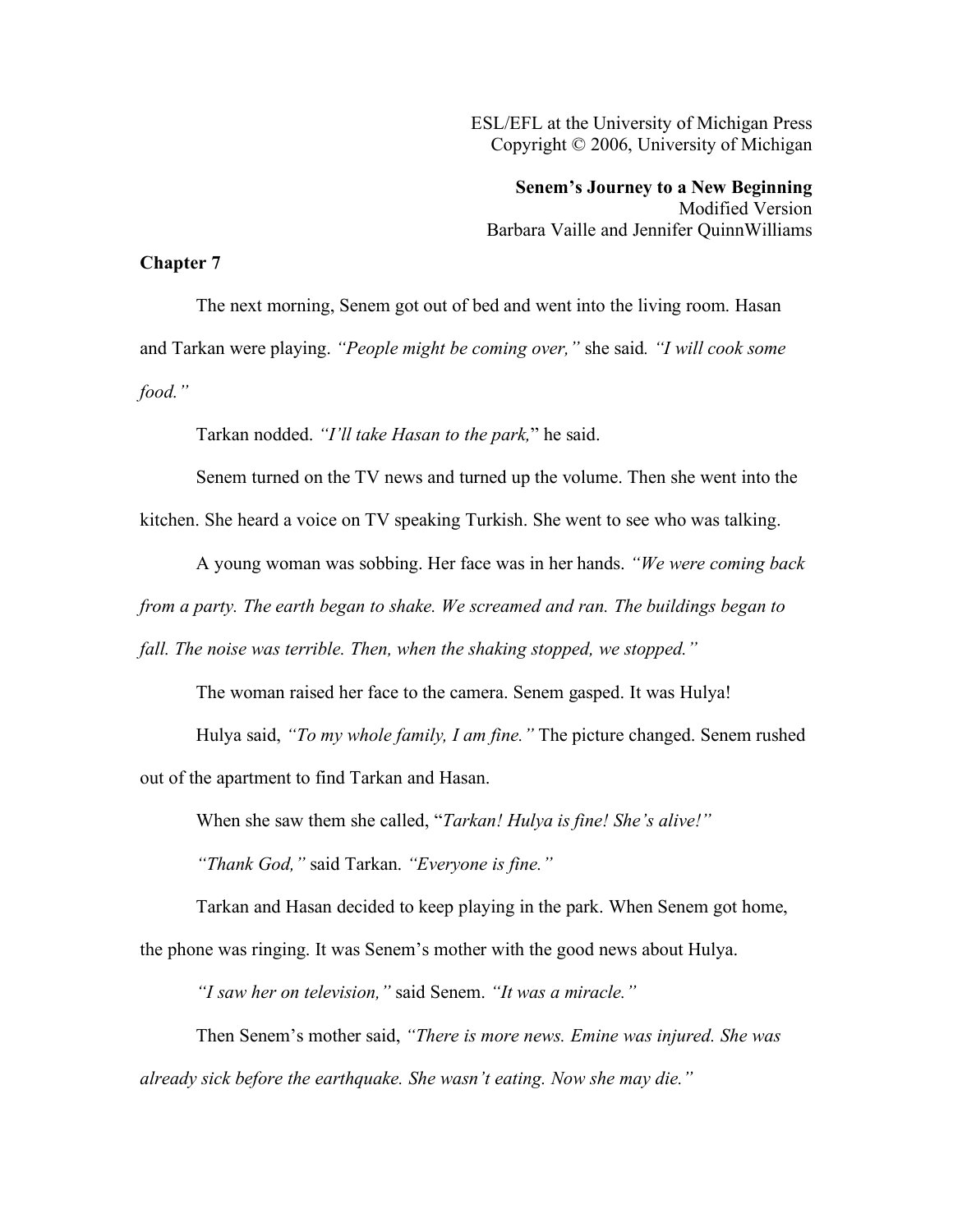ESL/EFL at the University of Michigan Press
Copyright © 2006, University of Michigan

**Senem's Journey to a New Beginning**
Modified Version
Barbara Vaille and Jennifer QuinnWilliams

## Chapter 7

The next morning, Senem got out of bed and went into the living room. Hasan and Tarkan were playing. *"People might be coming over,"* she said. *"I will cook some food."*

Tarkan nodded. *"I'll take Hasan to the park,"* he said.

Senem turned on the TV news and turned up the volume. Then she went into the kitchen. She heard a voice on TV speaking Turkish. She went to see who was talking.

A young woman was sobbing. Her face was in her hands. *"We were coming back from a party. The earth began to shake. We screamed and ran. The buildings began to fall. The noise was terrible. Then, when the shaking stopped, we stopped."*

The woman raised her face to the camera. Senem gasped. It was Hulya!

Hulya said, *"To my whole family, I am fine."* The picture changed. Senem rushed out of the apartment to find Tarkan and Hasan.

When she saw them she called, "*Tarkan! Hulya is fine! She's alive!"*

*"Thank God,"* said Tarkan. *"Everyone is fine."*

Tarkan and Hasan decided to keep playing in the park. When Senem got home, the phone was ringing. It was Senem's mother with the good news about Hulya.

*"I saw her on television,"* said Senem. *"It was a miracle."*

Then Senem's mother said, *"There is more news. Emine was injured. She was already sick before the earthquake. She wasn't eating. Now she may die."*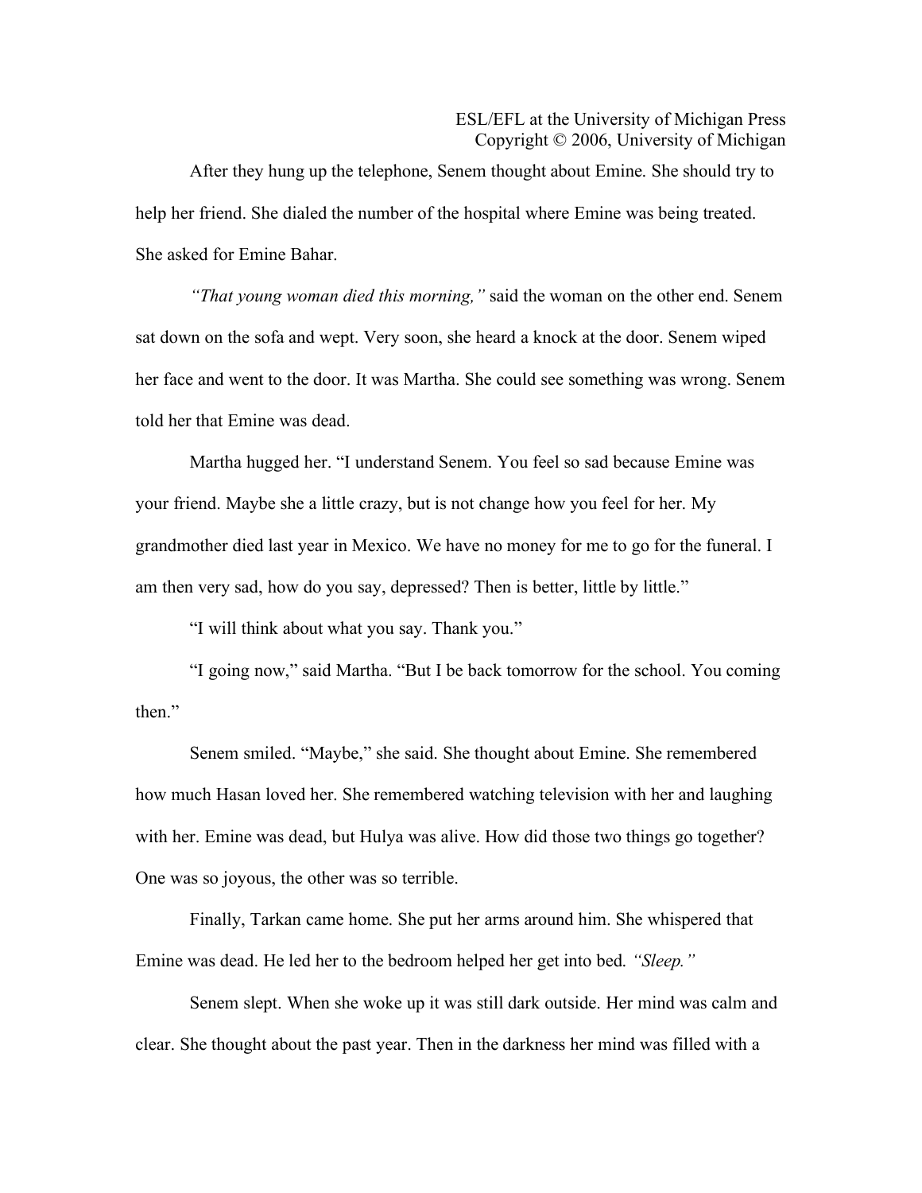After they hung up the telephone, Senem thought about Emine. She should try to help her friend. She dialed the number of the hospital where Emine was being treated. She asked for Emine Bahar.

*"That young woman died this morning,"* said the woman on the other end. Senem sat down on the sofa and wept. Very soon, she heard a knock at the door. Senem wiped her face and went to the door. It was Martha. She could see something was wrong. Senem told her that Emine was dead.

Martha hugged her. "I understand Senem. You feel so sad because Emine was your friend. Maybe she a little crazy, but is not change how you feel for her. My grandmother died last year in Mexico. We have no money for me to go for the funeral. I am then very sad, how do you say, depressed? Then is better, little by little."

"I will think about what you say. Thank you."

"I going now," said Martha. "But I be back tomorrow for the school. You coming then."

Senem smiled. "Maybe," she said. She thought about Emine. She remembered how much Hasan loved her. She remembered watching television with her and laughing with her. Emine was dead, but Hulya was alive. How did those two things go together? One was so joyous, the other was so terrible.

Finally, Tarkan came home. She put her arms around him. She whispered that Emine was dead. He led her to the bedroom helped her get into bed. *"Sleep."*

Senem slept. When she woke up it was still dark outside. Her mind was calm and clear. She thought about the past year. Then in the darkness her mind was filled with a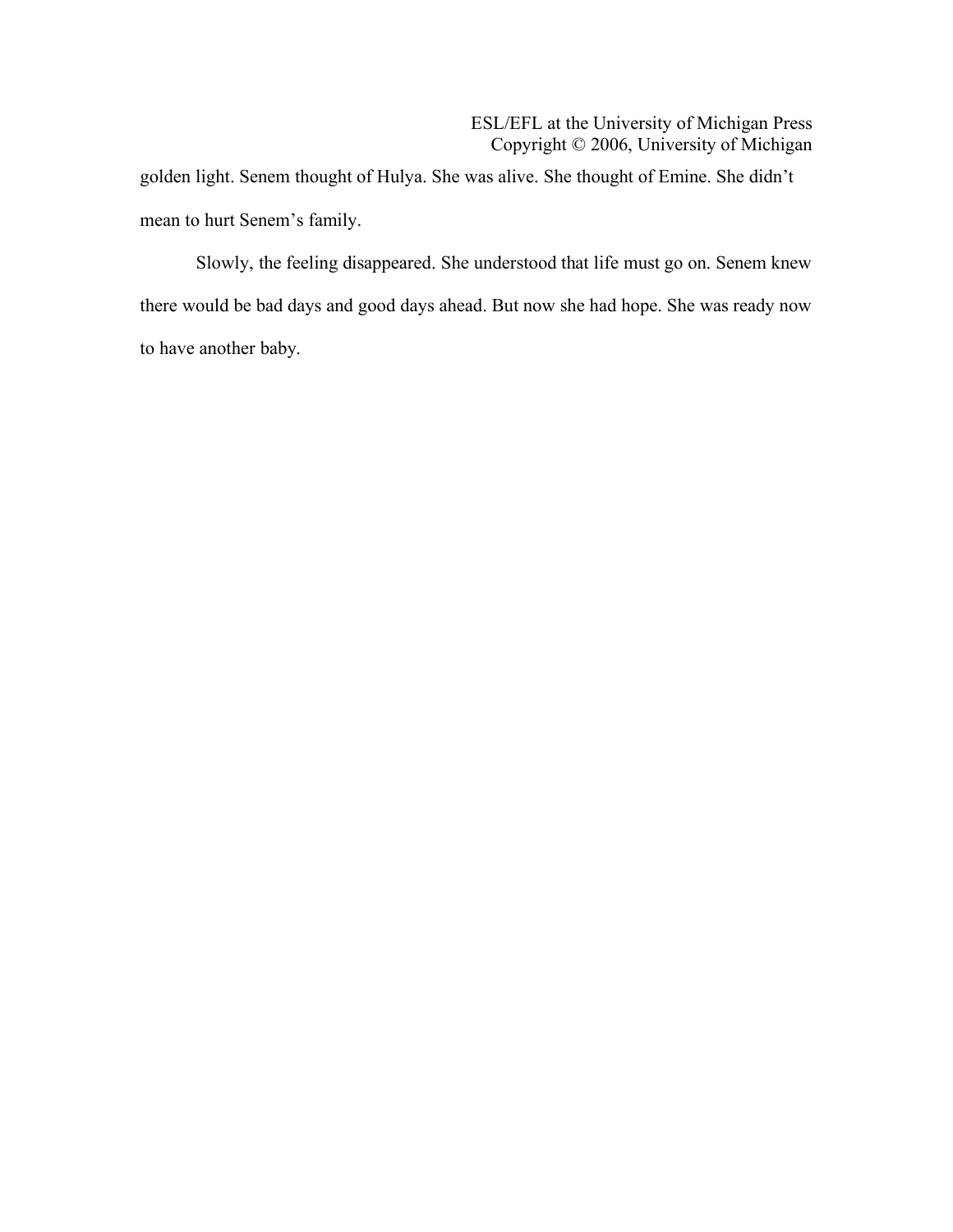golden light. Senem thought of Hulya. She was alive. She thought of Emine. She didn't mean to hurt Senem's family.

Slowly, the feeling disappeared. She understood that life must go on. Senem knew there would be bad days and good days ahead. But now she had hope. She was ready now to have another baby.